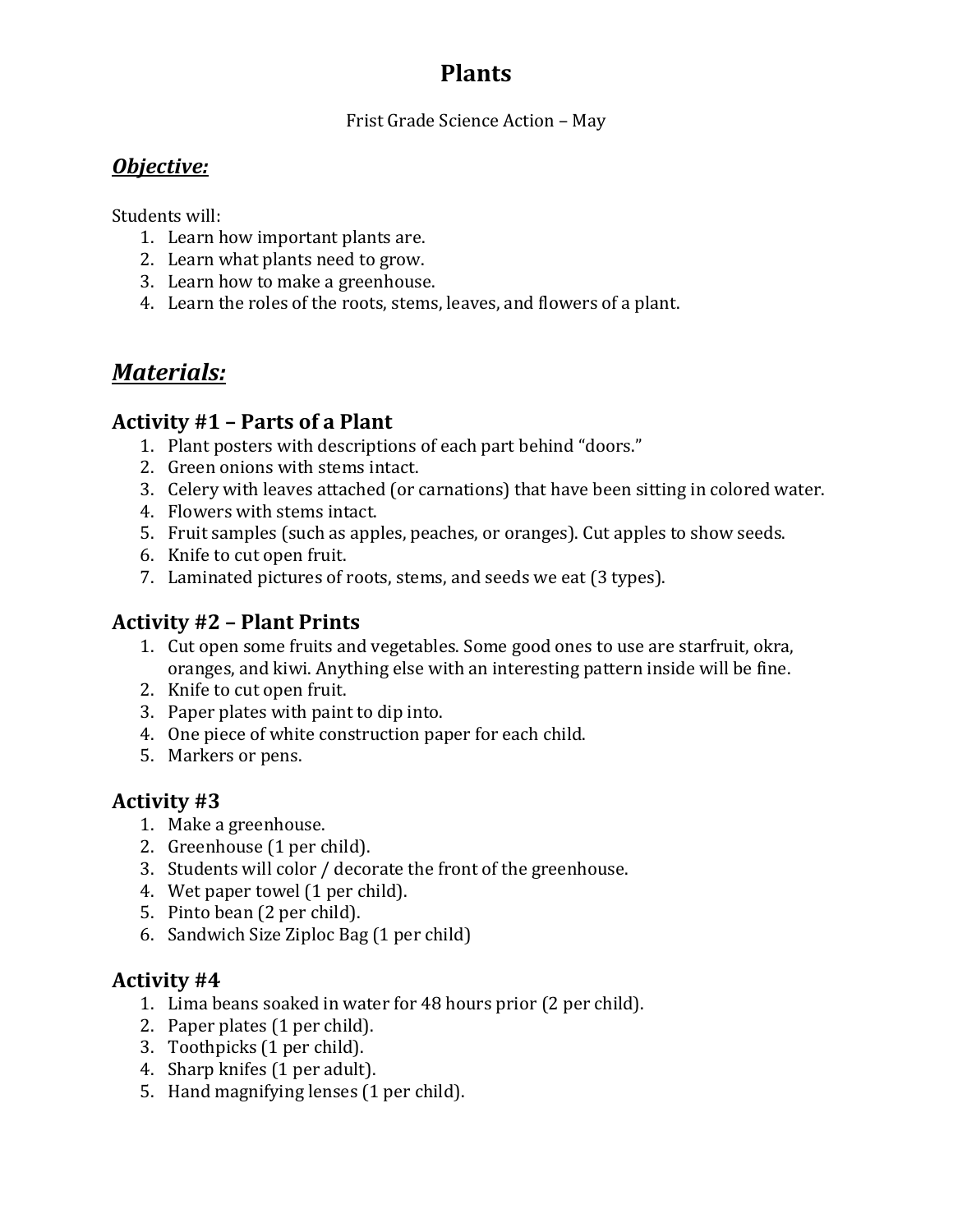# Plants

Frist Grade Science Action – May

## ***Objective:***

Students will:

1. Learn how important plants are.
2. Learn what plants need to grow.
3. Learn how to make a greenhouse.
4. Learn the roles of the roots, stems, leaves, and flowers of a plant.

## ***Materials:***

### Activity #1 – Parts of a Plant

1. Plant posters with descriptions of each part behind "doors."
2. Green onions with stems intact.
3. Celery with leaves attached (or carnations) that have been sitting in colored water.
4. Flowers with stems intact.
5. Fruit samples (such as apples, peaches, or oranges). Cut apples to show seeds.
6. Knife to cut open fruit.
7. Laminated pictures of roots, stems, and seeds we eat (3 types).

### Activity #2 – Plant Prints

1. Cut open some fruits and vegetables. Some good ones to use are starfruit, okra, oranges, and kiwi. Anything else with an interesting pattern inside will be fine.
2. Knife to cut open fruit.
3. Paper plates with paint to dip into.
4. One piece of white construction paper for each child.
5. Markers or pens.

### Activity #3

1. Make a greenhouse.
2. Greenhouse (1 per child).
3. Students will color / decorate the front of the greenhouse.
4. Wet paper towel (1 per child).
5. Pinto bean (2 per child).
6. Sandwich Size Ziploc Bag (1 per child)

### Activity #4

1. Lima beans soaked in water for 48 hours prior (2 per child).
2. Paper plates (1 per child).
3. Toothpicks (1 per child).
4. Sharp knifes (1 per adult).
5. Hand magnifying lenses (1 per child).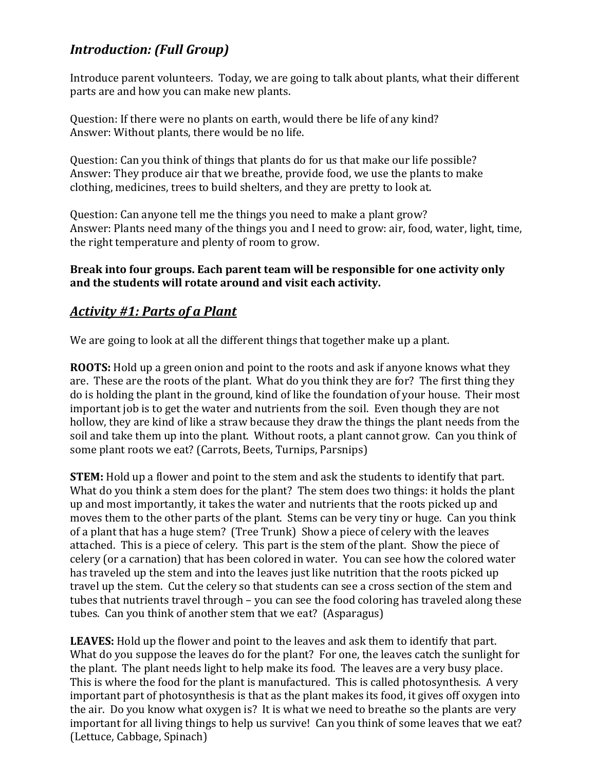## *Introduction: (Full Group)*

Introduce parent volunteers. Today, we are going to talk about plants, what their different parts are and how you can make new plants.

Question: If there were no plants on earth, would there be life of any kind?
Answer: Without plants, there would be no life.

Question: Can you think of things that plants do for us that make our life possible?
Answer: They produce air that we breathe, provide food, we use the plants to make clothing, medicines, trees to build shelters, and they are pretty to look at.

Question: Can anyone tell me the things you need to make a plant grow?
Answer: Plants need many of the things you and I need to grow: air, food, water, light, time, the right temperature and plenty of room to grow.

**Break into four groups. Each parent team will be responsible for one activity only and the students will rotate around and visit each activity.**

## ***Activity #1: Parts of a Plant***

We are going to look at all the different things that together make up a plant.

**ROOTS:** Hold up a green onion and point to the roots and ask if anyone knows what they are. These are the roots of the plant. What do you think they are for? The first thing they do is holding the plant in the ground, kind of like the foundation of your house. Their most important job is to get the water and nutrients from the soil. Even though they are not hollow, they are kind of like a straw because they draw the things the plant needs from the soil and take them up into the plant. Without roots, a plant cannot grow. Can you think of some plant roots we eat? (Carrots, Beets, Turnips, Parsnips)

**STEM:** Hold up a flower and point to the stem and ask the students to identify that part. What do you think a stem does for the plant? The stem does two things: it holds the plant up and most importantly, it takes the water and nutrients that the roots picked up and moves them to the other parts of the plant. Stems can be very tiny or huge. Can you think of a plant that has a huge stem? (Tree Trunk) Show a piece of celery with the leaves attached. This is a piece of celery. This part is the stem of the plant. Show the piece of celery (or a carnation) that has been colored in water. You can see how the colored water has traveled up the stem and into the leaves just like nutrition that the roots picked up travel up the stem. Cut the celery so that students can see a cross section of the stem and tubes that nutrients travel through – you can see the food coloring has traveled along these tubes. Can you think of another stem that we eat? (Asparagus)

**LEAVES:** Hold up the flower and point to the leaves and ask them to identify that part. What do you suppose the leaves do for the plant? For one, the leaves catch the sunlight for the plant. The plant needs light to help make its food. The leaves are a very busy place. This is where the food for the plant is manufactured. This is called photosynthesis. A very important part of photosynthesis is that as the plant makes its food, it gives off oxygen into the air. Do you know what oxygen is? It is what we need to breathe so the plants are very important for all living things to help us survive! Can you think of some leaves that we eat? (Lettuce, Cabbage, Spinach)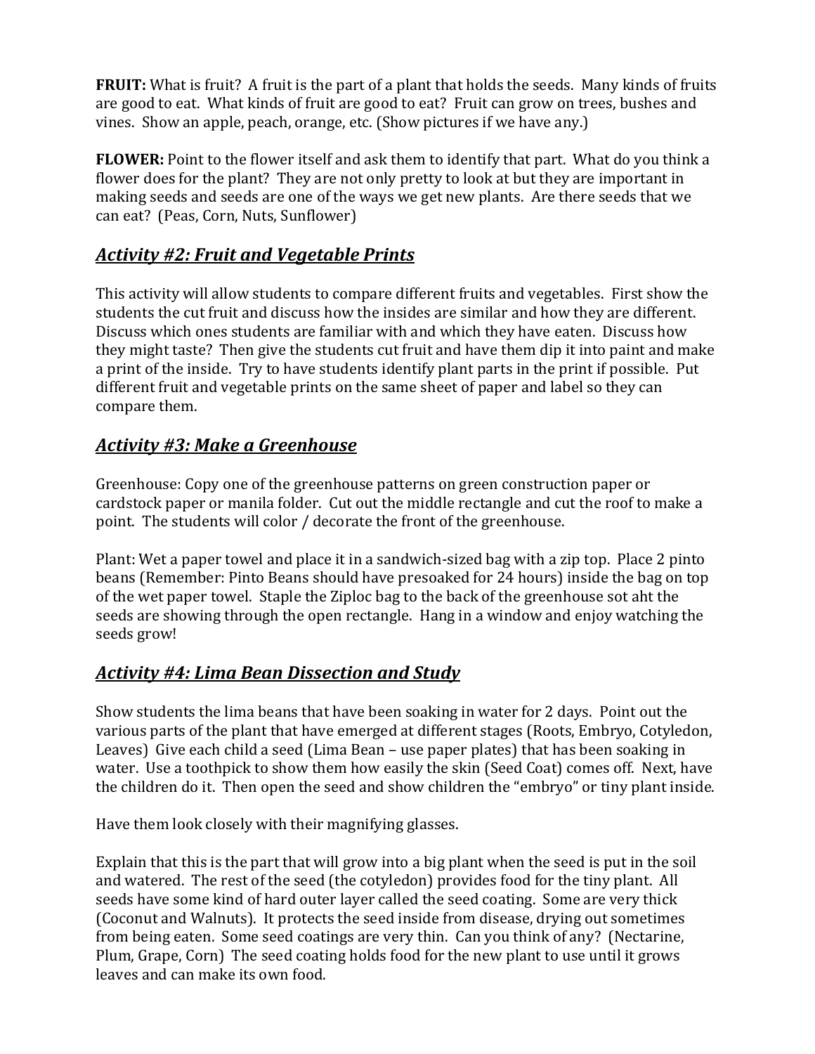**FRUIT:** What is fruit? A fruit is the part of a plant that holds the seeds. Many kinds of fruits are good to eat. What kinds of fruit are good to eat? Fruit can grow on trees, bushes and vines. Show an apple, peach, orange, etc. (Show pictures if we have any.)

**FLOWER:** Point to the flower itself and ask them to identify that part. What do you think a flower does for the plant? They are not only pretty to look at but they are important in making seeds and seeds are one of the ways we get new plants. Are there seeds that we can eat? (Peas, Corn, Nuts, Sunflower)

## ***Activity #2: Fruit and Vegetable Prints***

This activity will allow students to compare different fruits and vegetables. First show the students the cut fruit and discuss how the insides are similar and how they are different. Discuss which ones students are familiar with and which they have eaten. Discuss how they might taste? Then give the students cut fruit and have them dip it into paint and make a print of the inside. Try to have students identify plant parts in the print if possible. Put different fruit and vegetable prints on the same sheet of paper and label so they can compare them.

## ***Activity #3: Make a Greenhouse***

Greenhouse: Copy one of the greenhouse patterns on green construction paper or cardstock paper or manila folder. Cut out the middle rectangle and cut the roof to make a point. The students will color / decorate the front of the greenhouse.

Plant: Wet a paper towel and place it in a sandwich-sized bag with a zip top. Place 2 pinto beans (Remember: Pinto Beans should have presoaked for 24 hours) inside the bag on top of the wet paper towel. Staple the Ziploc bag to the back of the greenhouse sot aht the seeds are showing through the open rectangle. Hang in a window and enjoy watching the seeds grow!

## ***Activity #4: Lima Bean Dissection and Study***

Show students the lima beans that have been soaking in water for 2 days. Point out the various parts of the plant that have emerged at different stages (Roots, Embryo, Cotyledon, Leaves) Give each child a seed (Lima Bean – use paper plates) that has been soaking in water. Use a toothpick to show them how easily the skin (Seed Coat) comes off. Next, have the children do it. Then open the seed and show children the "embryo" or tiny plant inside.

Have them look closely with their magnifying glasses.

Explain that this is the part that will grow into a big plant when the seed is put in the soil and watered. The rest of the seed (the cotyledon) provides food for the tiny plant. All seeds have some kind of hard outer layer called the seed coating. Some are very thick (Coconut and Walnuts). It protects the seed inside from disease, drying out sometimes from being eaten. Some seed coatings are very thin. Can you think of any? (Nectarine, Plum, Grape, Corn) The seed coating holds food for the new plant to use until it grows leaves and can make its own food.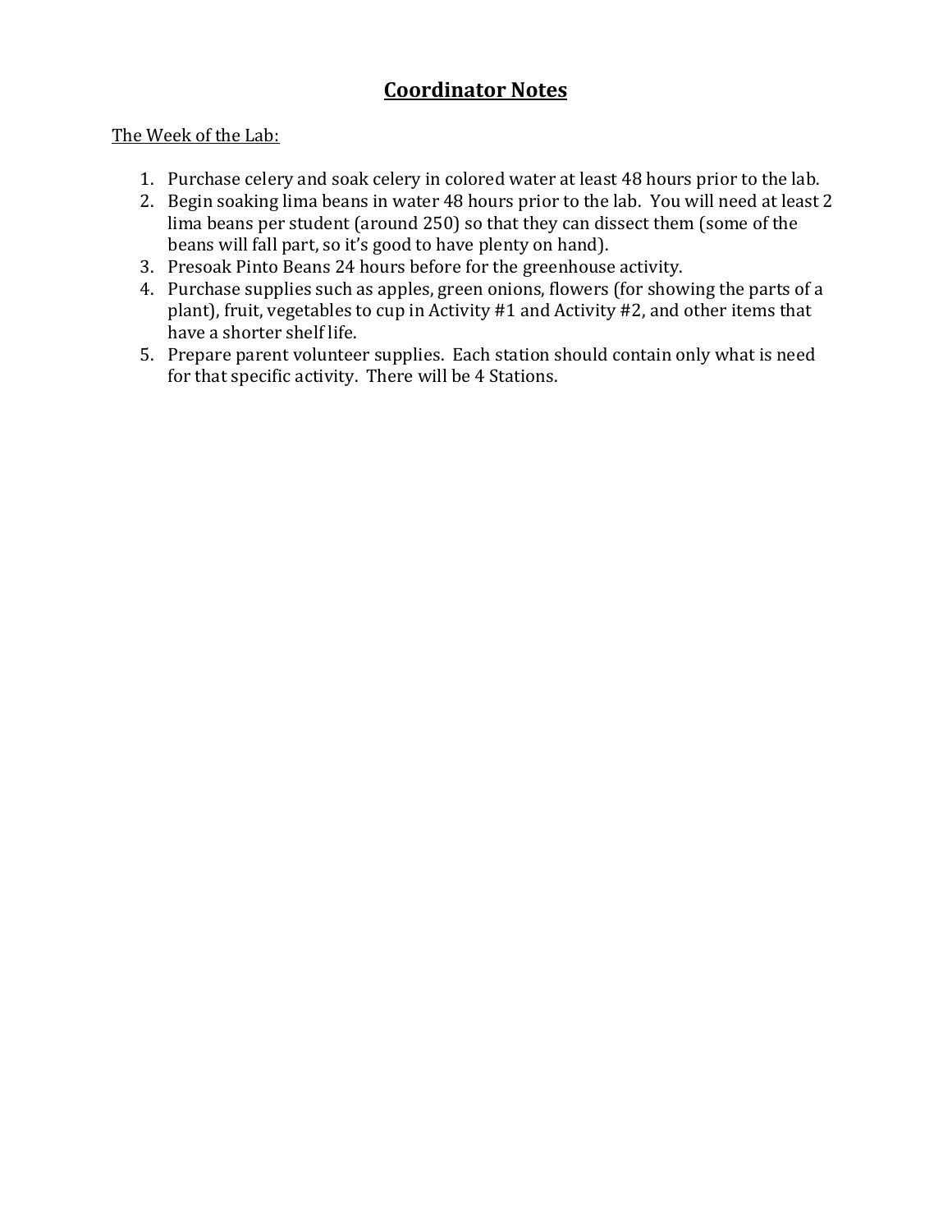# Coordinator Notes

The Week of the Lab:

1. Purchase celery and soak celery in colored water at least 48 hours prior to the lab.
2. Begin soaking lima beans in water 48 hours prior to the lab. You will need at least 2 lima beans per student (around 250) so that they can dissect them (some of the beans will fall part, so it's good to have plenty on hand).
3. Presoak Pinto Beans 24 hours before for the greenhouse activity.
4. Purchase supplies such as apples, green onions, flowers (for showing the parts of a plant), fruit, vegetables to cup in Activity #1 and Activity #2, and other items that have a shorter shelf life.
5. Prepare parent volunteer supplies. Each station should contain only what is need for that specific activity. There will be 4 Stations.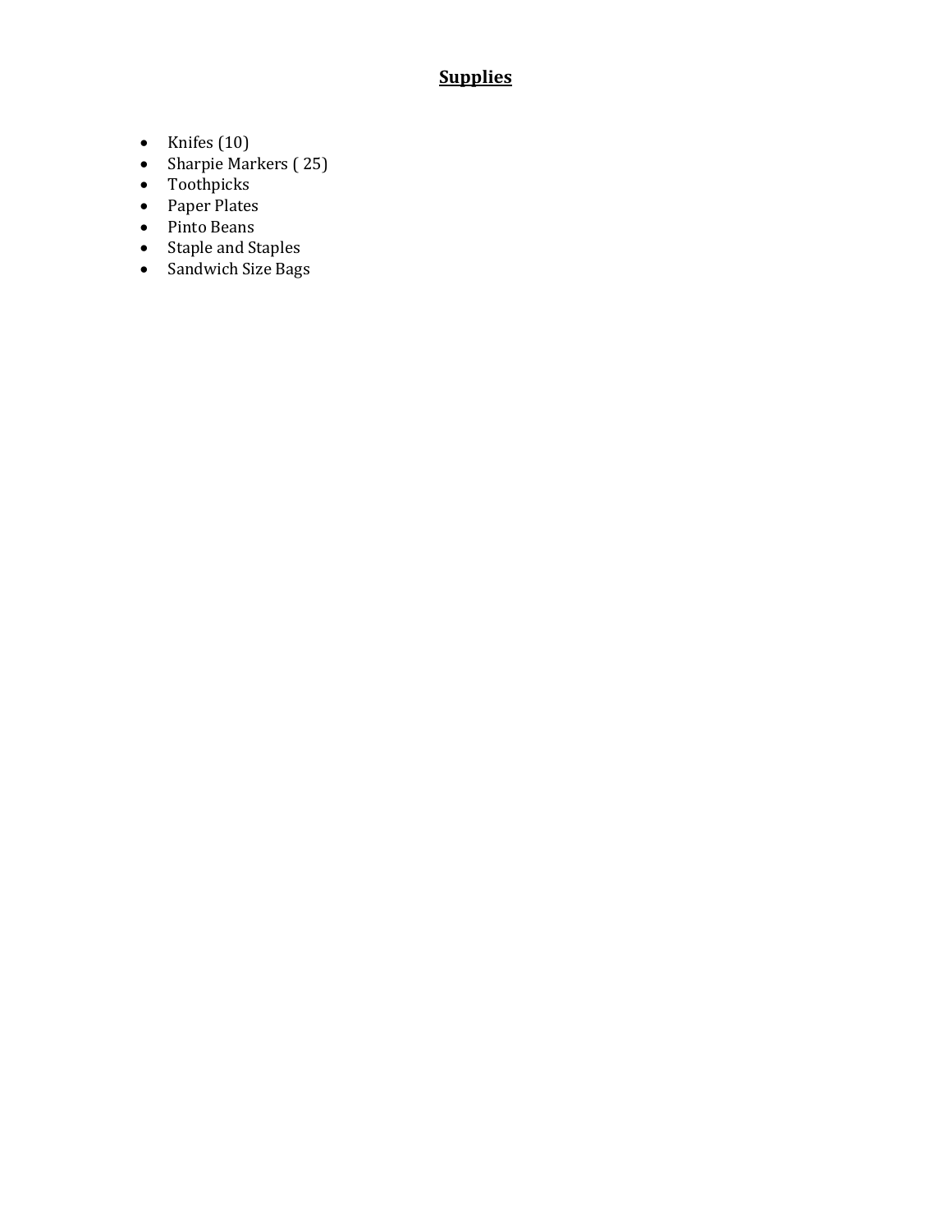**Supplies**

- Knifes (10)
- Sharpie Markers ( 25)
- Toothpicks
- Paper Plates
- Pinto Beans
- Staple and Staples
- Sandwich Size Bags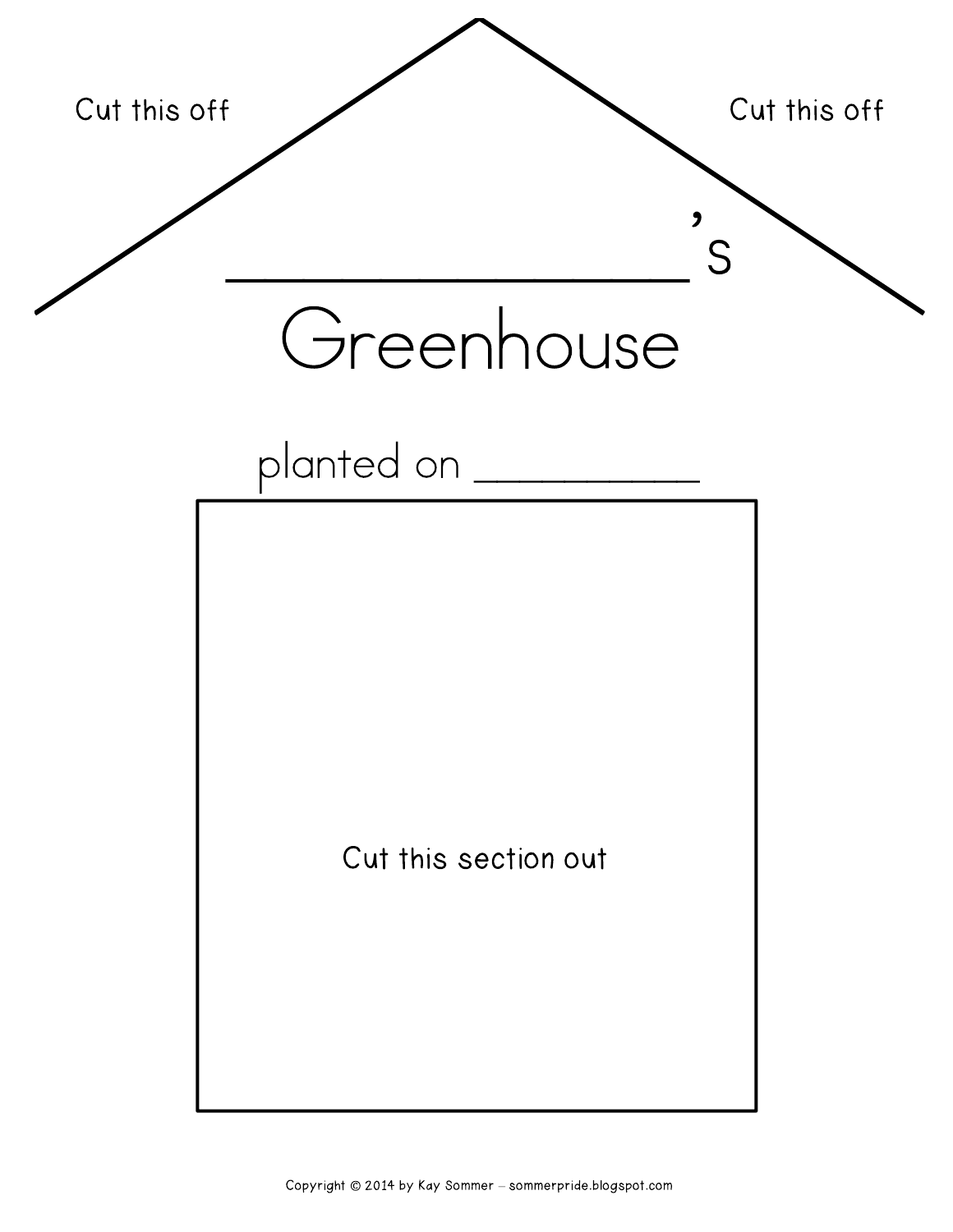Cut this off

Cut this off

_______________'s

# Greenhouse

planted on __________

Cut this section out

Copyright © 2014 by Kay Sommer – sommerpride.blogspot.com